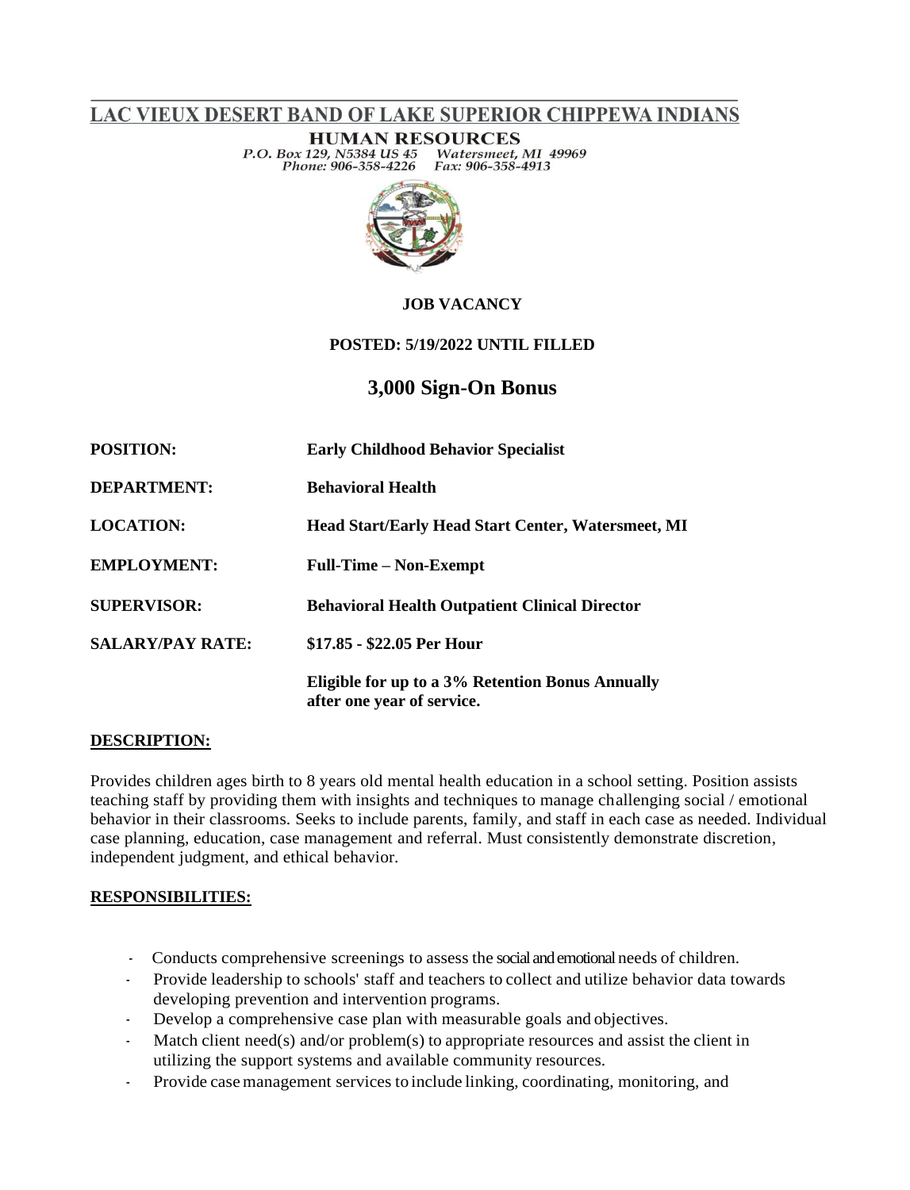# LAC VIEUX DESERT BAND OF LAKE SUPERIOR CHIPPEWA INDIANS

**HUMAN RESOURCES**

*P.O. Box 129, N5384 US 45 Watersmeet, MI 49969*
*Phone: 906-358-4226 Fax: 906-358-4913*

**JOB VACANCY**

**POSTED: 5/19/2022 UNTIL FILLED**

## 3,000 Sign-On Bonus

| | |
|---|---|
| **POSITION:** | **Early Childhood Behavior Specialist** |
| **DEPARTMENT:** | **Behavioral Health** |
| **LOCATION:** | **Head Start/Early Head Start Center, Watersmeet, MI** |
| **EMPLOYMENT:** | **Full-Time – Non-Exempt** |
| **SUPERVISOR:** | **Behavioral Health Outpatient Clinical Director** |
| **SALARY/PAY RATE:** | **$17.85 - $22.05 Per Hour** |
| | **Eligible for up to a 3% Retention Bonus Annually after one year of service.** |

**DESCRIPTION:**

Provides children ages birth to 8 years old mental health education in a school setting. Position assists teaching staff by providing them with insights and techniques to manage challenging social / emotional behavior in their classrooms. Seeks to include parents, family, and staff in each case as needed. Individual case planning, education, case management and referral. Must consistently demonstrate discretion, independent judgment, and ethical behavior.

**RESPONSIBILITIES:**

- Conducts comprehensive screenings to assess the social and emotional needs of children.
- Provide leadership to schools' staff and teachers to collect and utilize behavior data towards developing prevention and intervention programs.
- Develop a comprehensive case plan with measurable goals and objectives.
- Match client need(s) and/or problem(s) to appropriate resources and assist the client in utilizing the support systems and available community resources.
- Provide case management services to include linking, coordinating, monitoring, and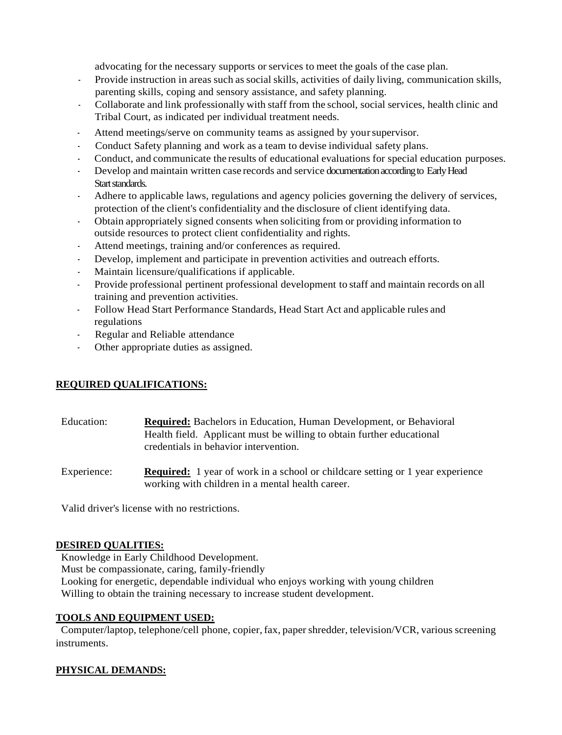advocating for the necessary supports or services to meet the goals of the case plan.

- Provide instruction in areas such as social skills, activities of daily living, communication skills, parenting skills, coping and sensory assistance, and safety planning.
- Collaborate and link professionally with staff from the school, social services, health clinic and Tribal Court, as indicated per individual treatment needs.
- Attend meetings/serve on community teams as assigned by your supervisor.
- Conduct Safety planning and work as a team to devise individual safety plans.
- Conduct, and communicate the results of educational evaluations for special education purposes.
- Develop and maintain written case records and service documentation according to Early Head Start standards.
- Adhere to applicable laws, regulations and agency policies governing the delivery of services, protection of the client's confidentiality and the disclosure of client identifying data.
- Obtain appropriately signed consents when soliciting from or providing information to outside resources to protect client confidentiality and rights.
- Attend meetings, training and/or conferences as required.
- Develop, implement and participate in prevention activities and outreach efforts.
- Maintain licensure/qualifications if applicable.
- Provide professional pertinent professional development to staff and maintain records on all training and prevention activities.
- Follow Head Start Performance Standards, Head Start Act and applicable rules and regulations
- Regular and Reliable attendance
- Other appropriate duties as assigned.

## REQUIRED QUALIFICATIONS:

Education: **Required:** Bachelors in Education, Human Development, or Behavioral Health field. Applicant must be willing to obtain further educational credentials in behavior intervention.

Experience: **Required:** 1 year of work in a school or childcare setting or 1 year experience working with children in a mental health career.

Valid driver's license with no restrictions.

## DESIRED QUALITIES:

Knowledge in Early Childhood Development.
Must be compassionate, caring, family-friendly
Looking for energetic, dependable individual who enjoys working with young children
Willing to obtain the training necessary to increase student development.

## TOOLS AND EQUIPMENT USED:

Computer/laptop, telephone/cell phone, copier, fax, paper shredder, television/VCR, various screening instruments.

## PHYSICAL DEMANDS: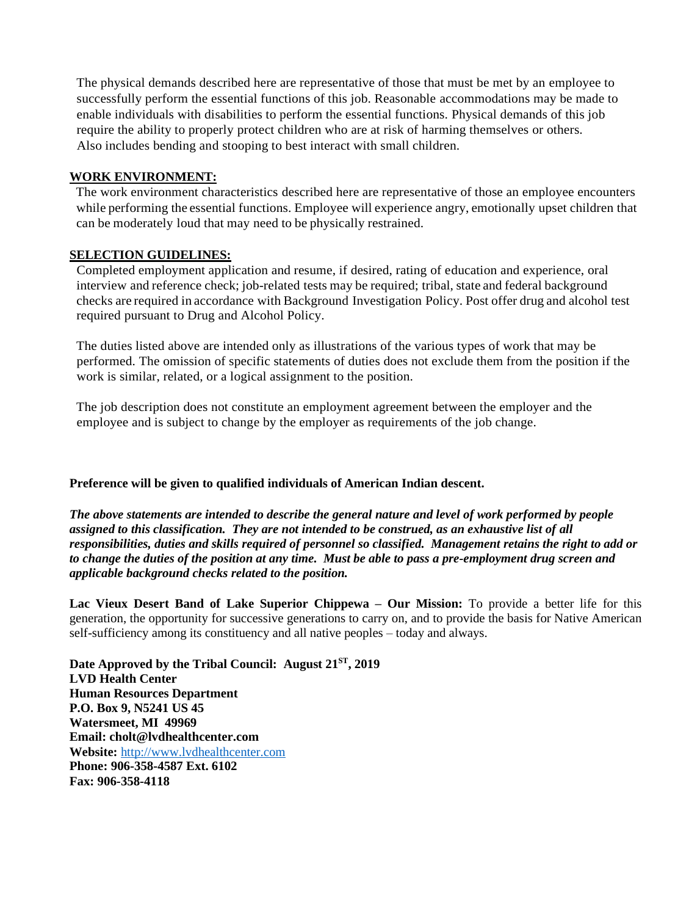The physical demands described here are representative of those that must be met by an employee to successfully perform the essential functions of this job. Reasonable accommodations may be made to enable individuals with disabilities to perform the essential functions. Physical demands of this job require the ability to properly protect children who are at risk of harming themselves or others. Also includes bending and stooping to best interact with small children.

**WORK ENVIRONMENT:**

The work environment characteristics described here are representative of those an employee encounters while performing the essential functions. Employee will experience angry, emotionally upset children that can be moderately loud that may need to be physically restrained.

**SELECTION GUIDELINES:**

Completed employment application and resume, if desired, rating of education and experience, oral interview and reference check; job-related tests may be required; tribal, state and federal background checks are required in accordance with Background Investigation Policy. Post offer drug and alcohol test required pursuant to Drug and Alcohol Policy.

The duties listed above are intended only as illustrations of the various types of work that may be performed. The omission of specific statements of duties does not exclude them from the position if the work is similar, related, or a logical assignment to the position.

The job description does not constitute an employment agreement between the employer and the employee and is subject to change by the employer as requirements of the job change.

**Preference will be given to qualified individuals of American Indian descent.**

***The above statements are intended to describe the general nature and level of work performed by people assigned to this classification. They are not intended to be construed, as an exhaustive list of all responsibilities, duties and skills required of personnel so classified. Management retains the right to add or to change the duties of the position at any time. Must be able to pass a pre-employment drug screen and applicable background checks related to the position.***

**Lac Vieux Desert Band of Lake Superior Chippewa – Our Mission:** To provide a better life for this generation, the opportunity for successive generations to carry on, and to provide the basis for Native American self-sufficiency among its constituency and all native peoples – today and always.

**Date Approved by the Tribal Council: August 21ST, 2019**
**LVD Health Center**
**Human Resources Department**
**P.O. Box 9, N5241 US 45**
**Watersmeet, MI 49969**
**Email: cholt@lvdhealthcenter.com**
**Website:** http://www.lvdhealthcenter.com
**Phone: 906-358-4587 Ext. 6102**
**Fax: 906-358-4118**